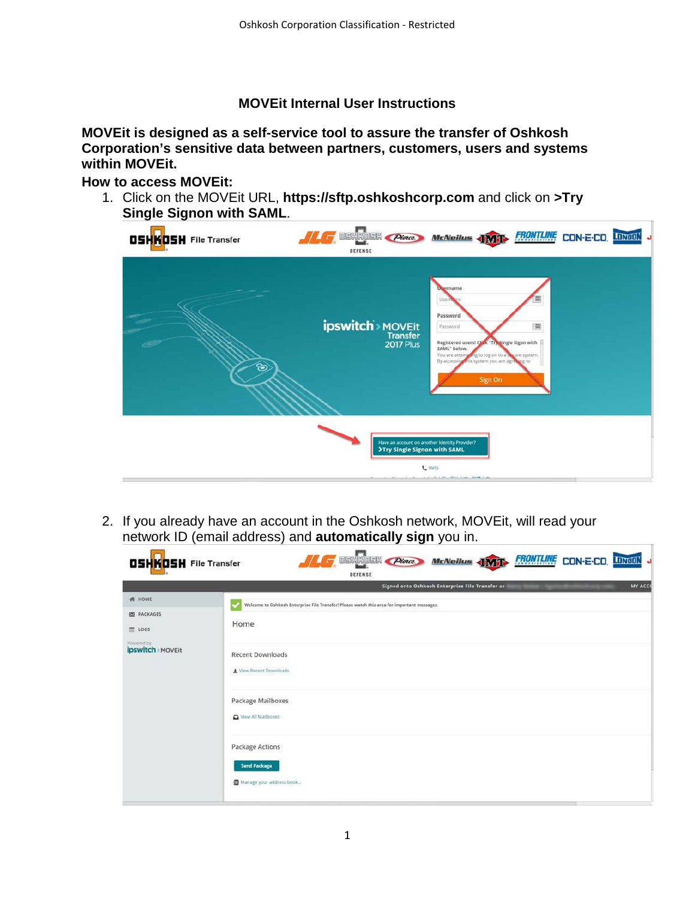# MOVEit Internal User Instructions

**MOVEit is designed as a self-service tool to assure the transfer of Oshkosh Corporation's sensitive data between partners, customers, users and systems within MOVEit.**

## How to access MOVEit:

1. Click on the MOVEit URL, **https://sftp.oshkoshcorp.com** and click on **>Try Single Signon with SAML**.

2. If you already have an account in the Oshkosh network, MOVEit, will read your network ID (email address) and **automatically sign** you in.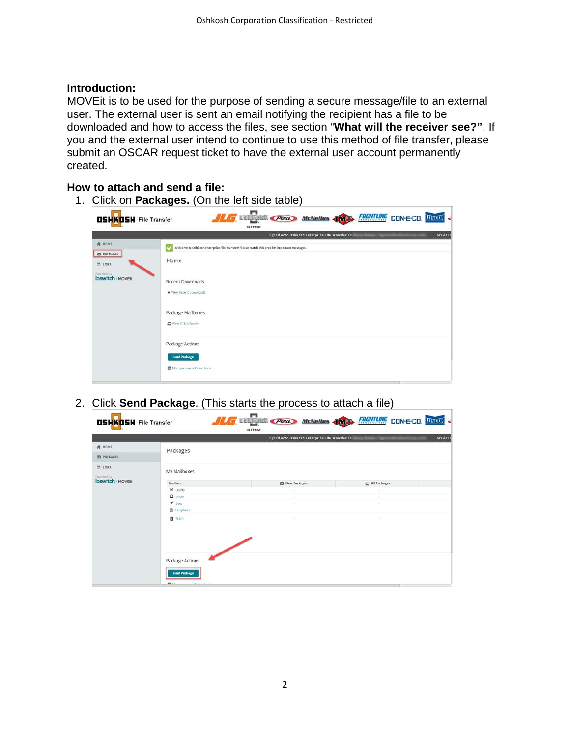### Introduction:

MOVEit is to be used for the purpose of sending a secure message/file to an external user. The external user is sent an email notifying the recipient has a file to be downloaded and how to access the files, see section “**What will the receiver see?”**. If you and the external user intend to continue to use this method of file transfer, please submit an OSCAR request ticket to have the external user account permanently created.

### How to attach and send a file:

1. Click on **Packages.** (On the left side table)
2. Click **Send Package**. (This starts the process to attach a file)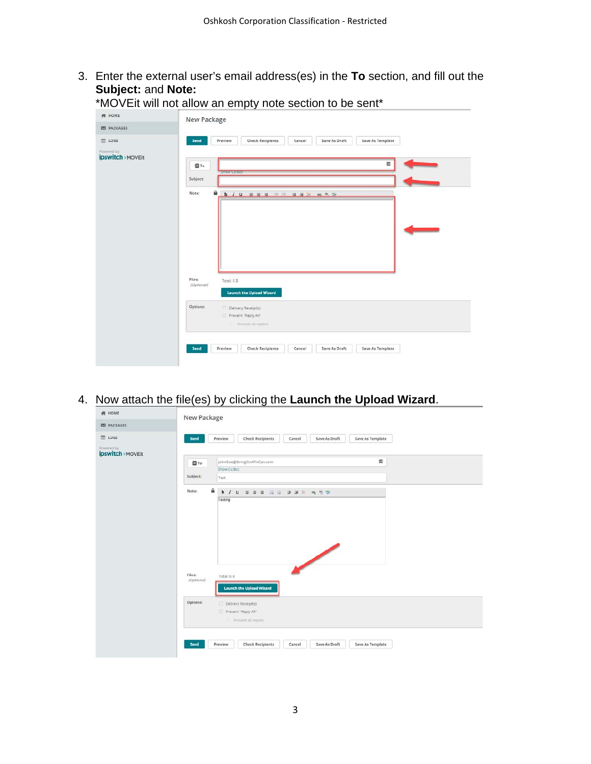3. Enter the external user's email address(es) in the **To** section, and fill out the **Subject:** and **Note:**
   *MOVEit will not allow an empty note section to be sent*

4. Now attach the file(s) by clicking the **Launch the Upload Wizard**.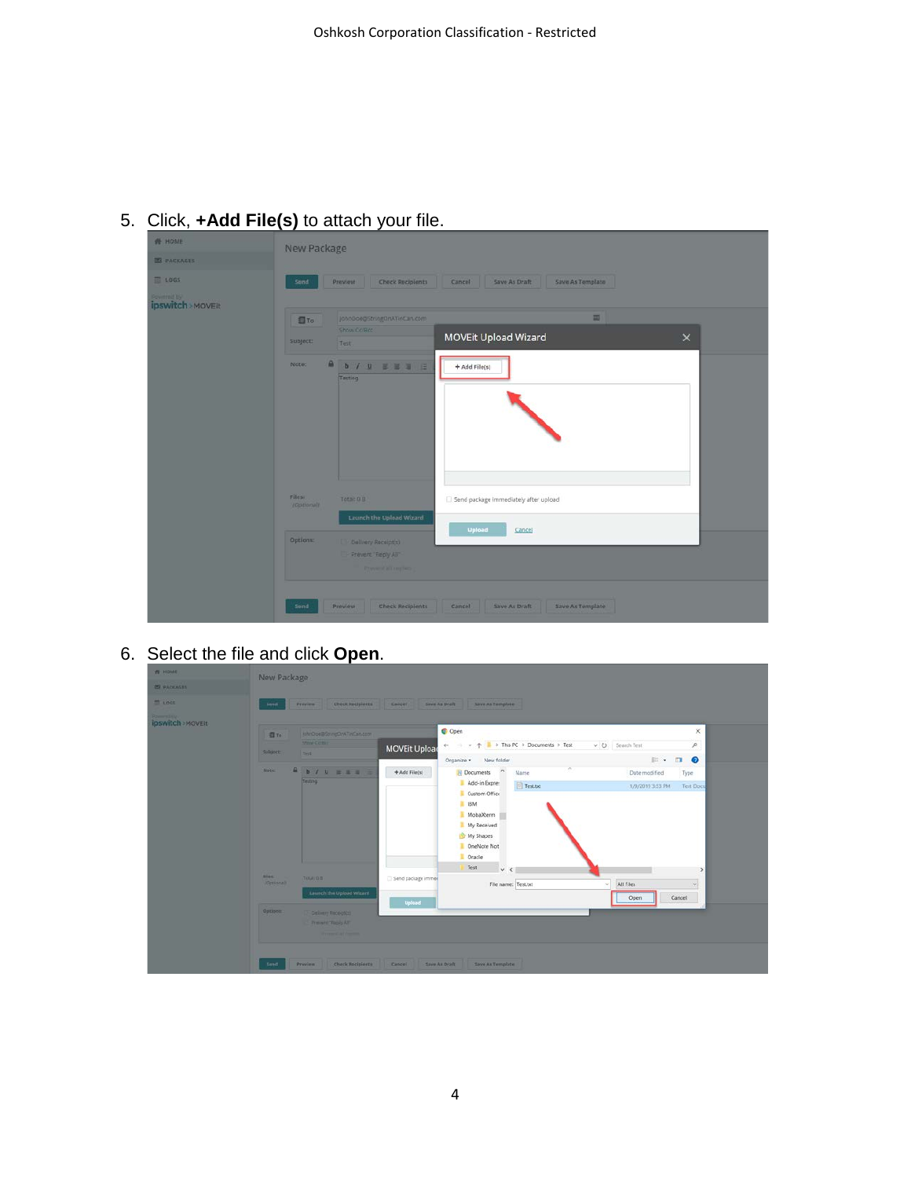5. Click, **+Add File(s)** to attach your file.

6. Select the file and click **Open**.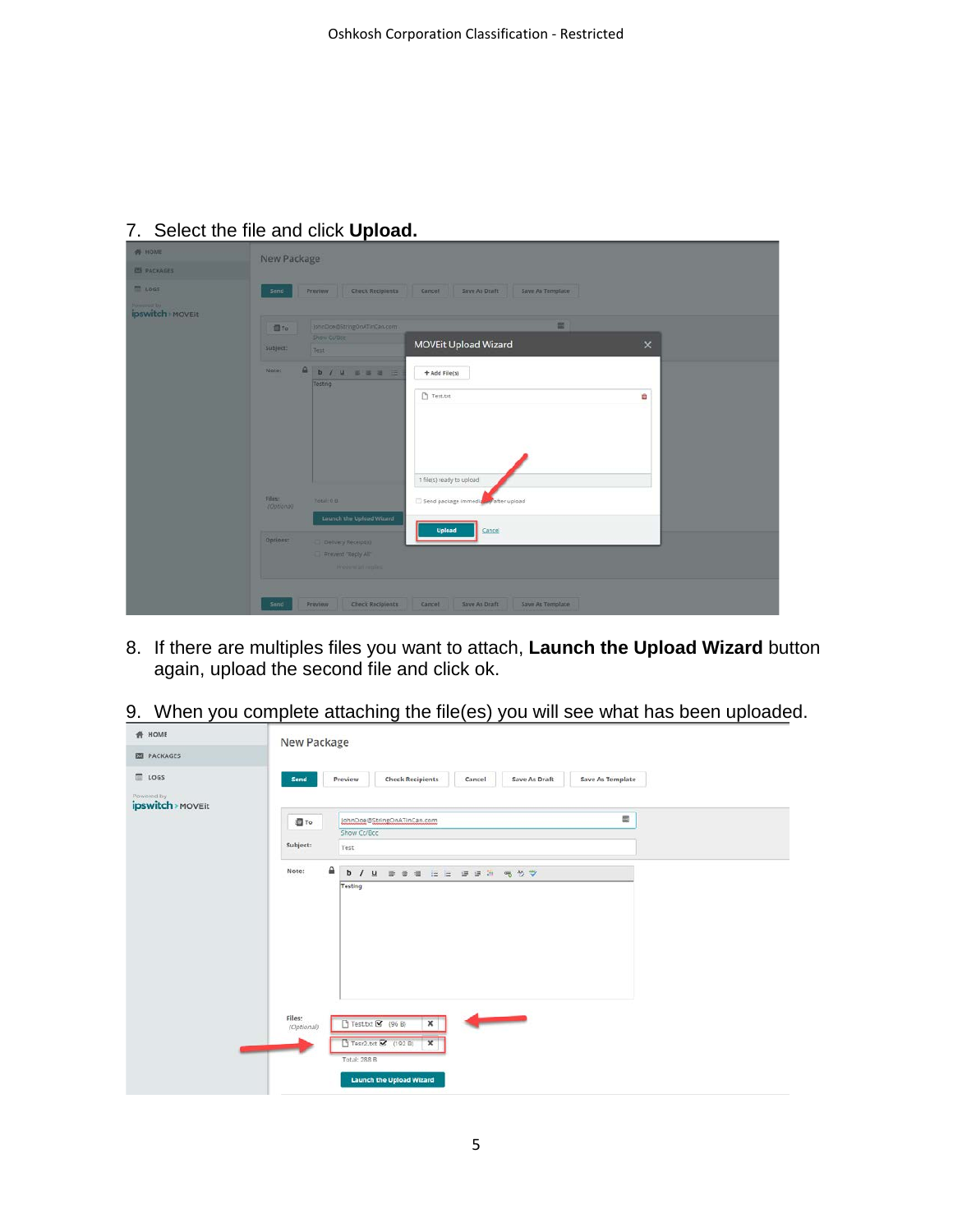7. Select the file and click **Upload.**

8. If there are multiples files you want to attach, **Launch the Upload Wizard** button again, upload the second file and click ok.

9. When you complete attaching the file(es) you will see what has been uploaded.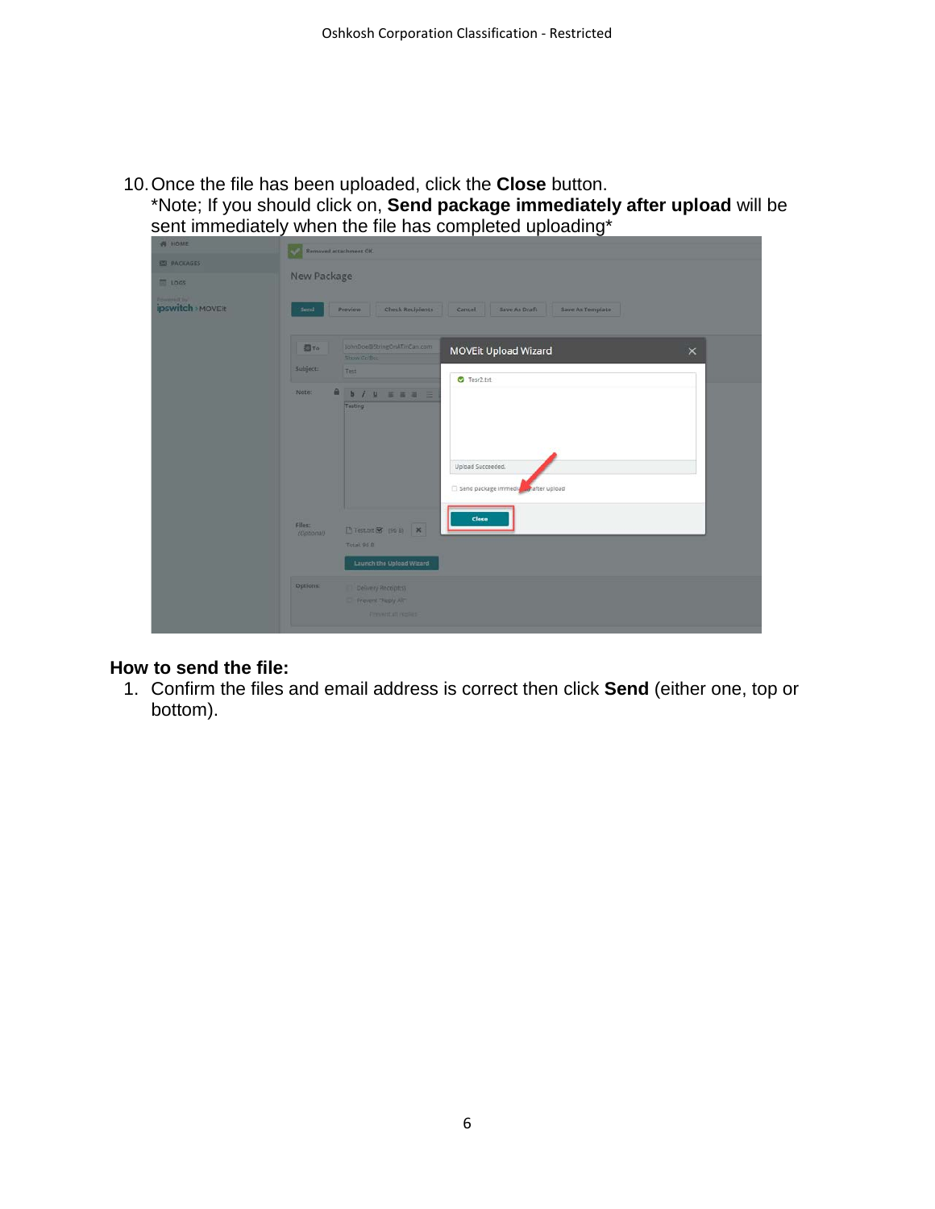10. Once the file has been uploaded, click the **Close** button.
    *Note; If you should click on, **Send package immediately after upload** will be sent immediately when the file has completed uploading*

**How to send the file:**

1. Confirm the files and email address is correct then click **Send** (either one, top or bottom).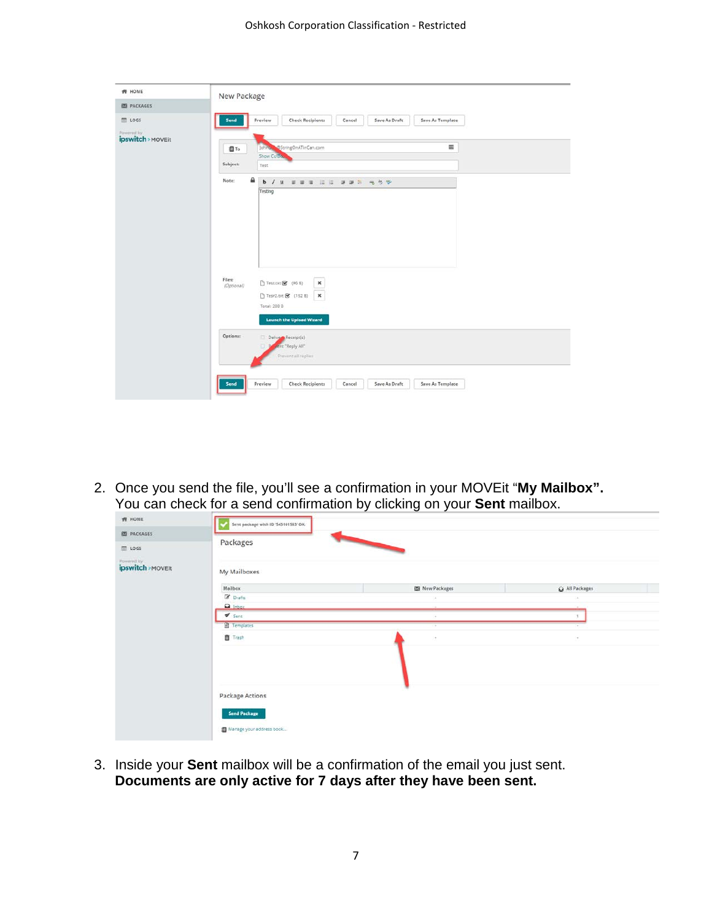2. Once you send the file, you'll see a confirmation in your MOVEit "**My Mailbox".** You can check for a send confirmation by clicking on your **Sent** mailbox.

3. Inside your **Sent** mailbox will be a confirmation of the email you just sent. **Documents are only active for 7 days after they have been sent.**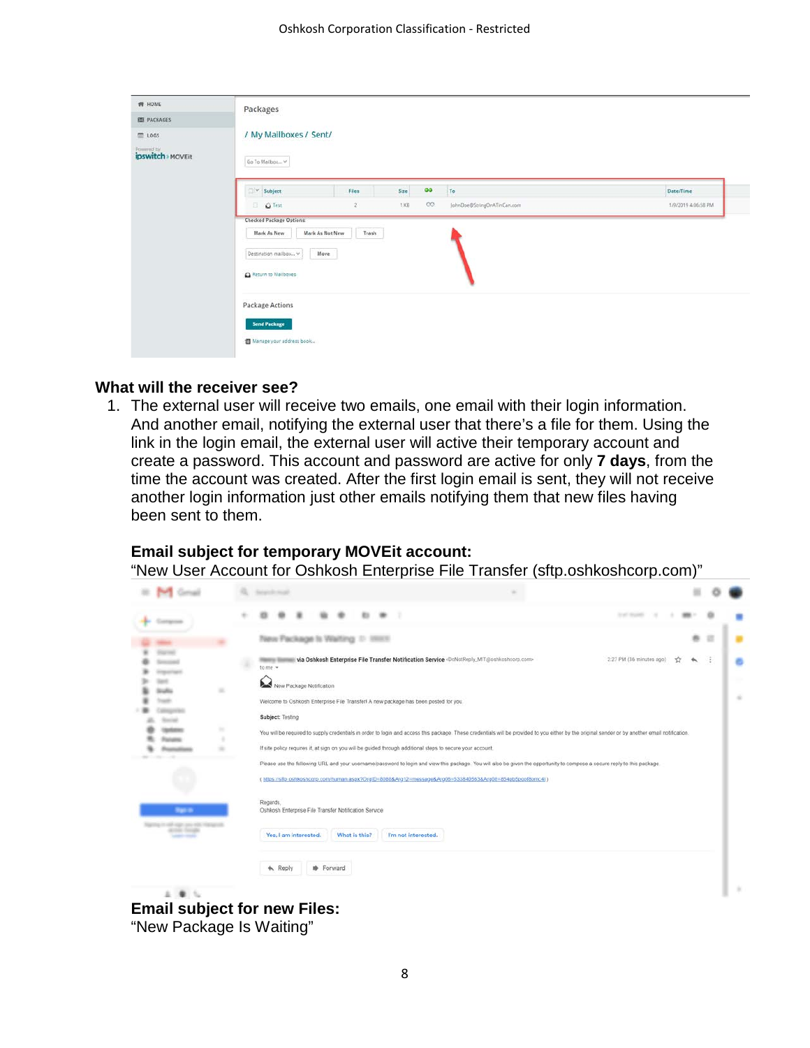## What will the receiver see?

1. The external user will receive two emails, one email with their login information. And another email, notifying the external user that there's a file for them. Using the link in the login email, the external user will active their temporary account and create a password. This account and password are active for only **7 days**, from the time the account was created. After the first login email is sent, they will not receive another login information just other emails notifying them that new files having been sent to them.

### Email subject for temporary MOVEit account:

"New User Account for Oshkosh Enterprise File Transfer (sftp.oshkoshcorp.com)"

### Email subject for new Files:

"New Package Is Waiting"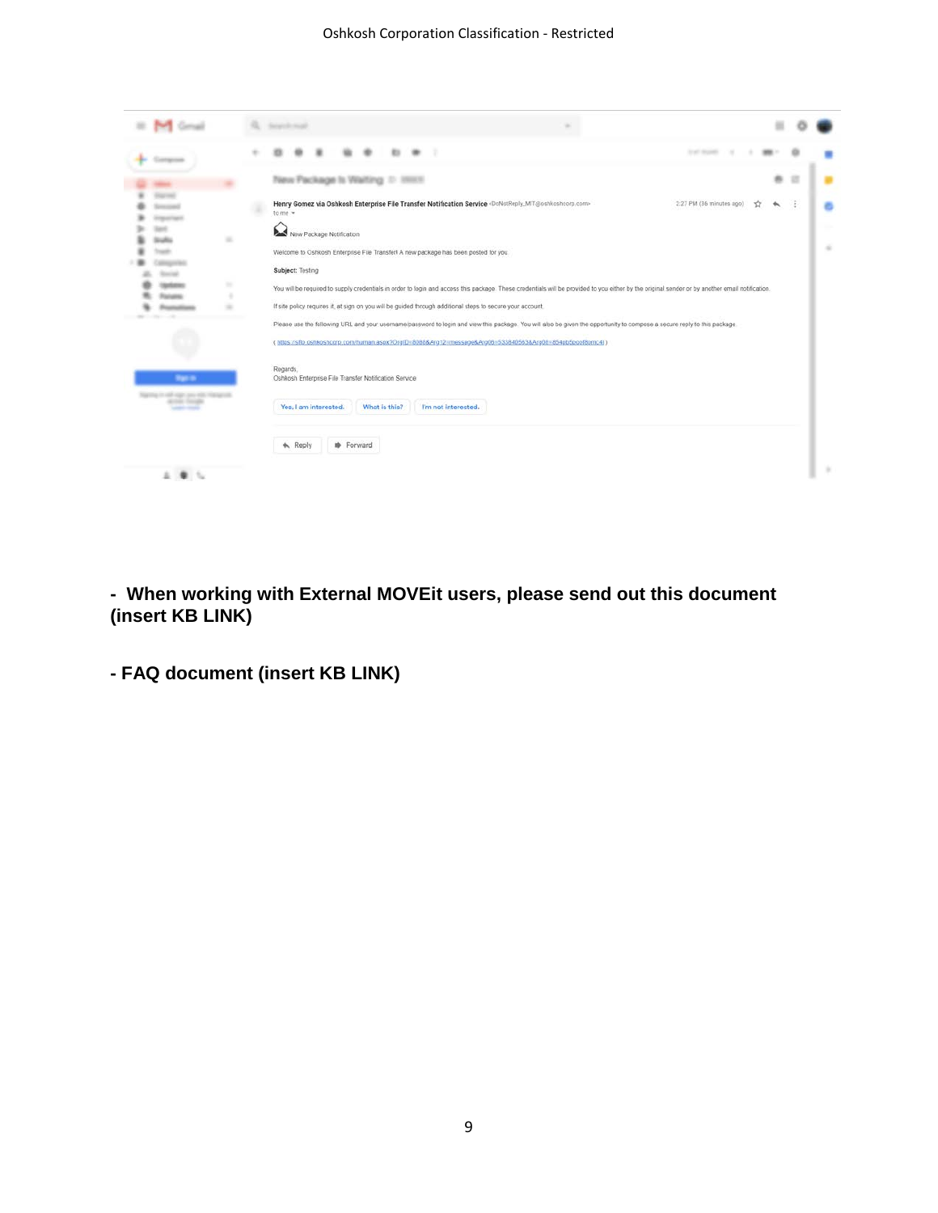Henry Gomez via Oshkosh Enterprise File Transfer Notification Service <DoNotReply_MIT@oshkoshcorp.com>

to me

New Package Notification

Welcome to Oshkosh Enterprise File Transfer! A new package has been posted for you.

**Subject:** Testing

You will be required to supply credentials in order to login and access this package. These credentials will be provided to you either by the original sender or by another email notification.

If site policy requires it, at sign on you will be guided through additional steps to secure your account.

Please use the following URL and your username/password to login and view this package. You will also be given the opportunity to compose a secure reply to this package.

( https://sftp.oshkoshcorp.com/human.aspx?OrgID=8088&Arg12=message&Arg06=533840563&Arg08=854pb5pcof8omc4l )

Regards,
Oshkosh Enterprise File Transfer Notification Service

Yes, I am interested. | What is this? | I'm not interested.

Reply | Forward

**- When working with External MOVEit users, please send out this document (insert KB LINK)**

**- FAQ document (insert KB LINK)**